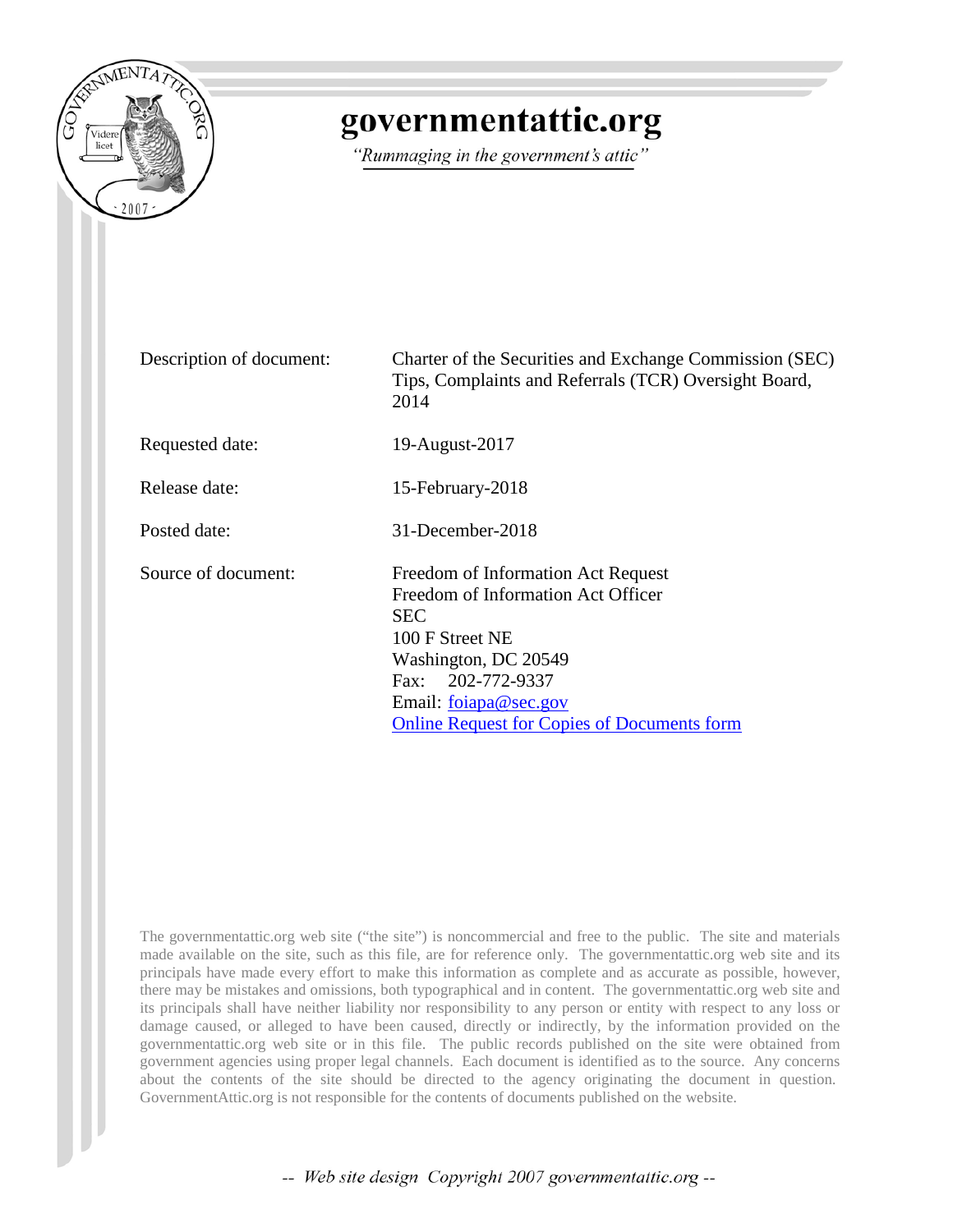# governmentattic.org

*"Rummaging in the government's attic"*

| | |
|---|---|
| Description of document: | Charter of the Securities and Exchange Commission (SEC) Tips, Complaints and Referrals (TCR) Oversight Board, 2014 |
| Requested date: | 19-August-2017 |
| Release date: | 15-February-2018 |
| Posted date: | 31-December-2018 |
| Source of document: | Freedom of Information Act Request<br>Freedom of Information Act Officer<br>SEC<br>100 F Street NE<br>Washington, DC 20549<br>Fax: 202-772-9337<br>Email: foiapa@sec.gov<br>Online Request for Copies of Documents form |

The governmentattic.org web site ("the site") is noncommercial and free to the public. The site and materials made available on the site, such as this file, are for reference only. The governmentattic.org web site and its principals have made every effort to make this information as complete and as accurate as possible, however, there may be mistakes and omissions, both typographical and in content. The governmentattic.org web site and its principals shall have neither liability nor responsibility to any person or entity with respect to any loss or damage caused, or alleged to have been caused, directly or indirectly, by the information provided on the governmentattic.org web site or in this file. The public records published on the site were obtained from government agencies using proper legal channels. Each document is identified as to the source. Any concerns about the contents of the site should be directed to the agency originating the document in question. GovernmentAttic.org is not responsible for the contents of documents published on the website.

-- Web site design Copyright 2007 governmentattic.org --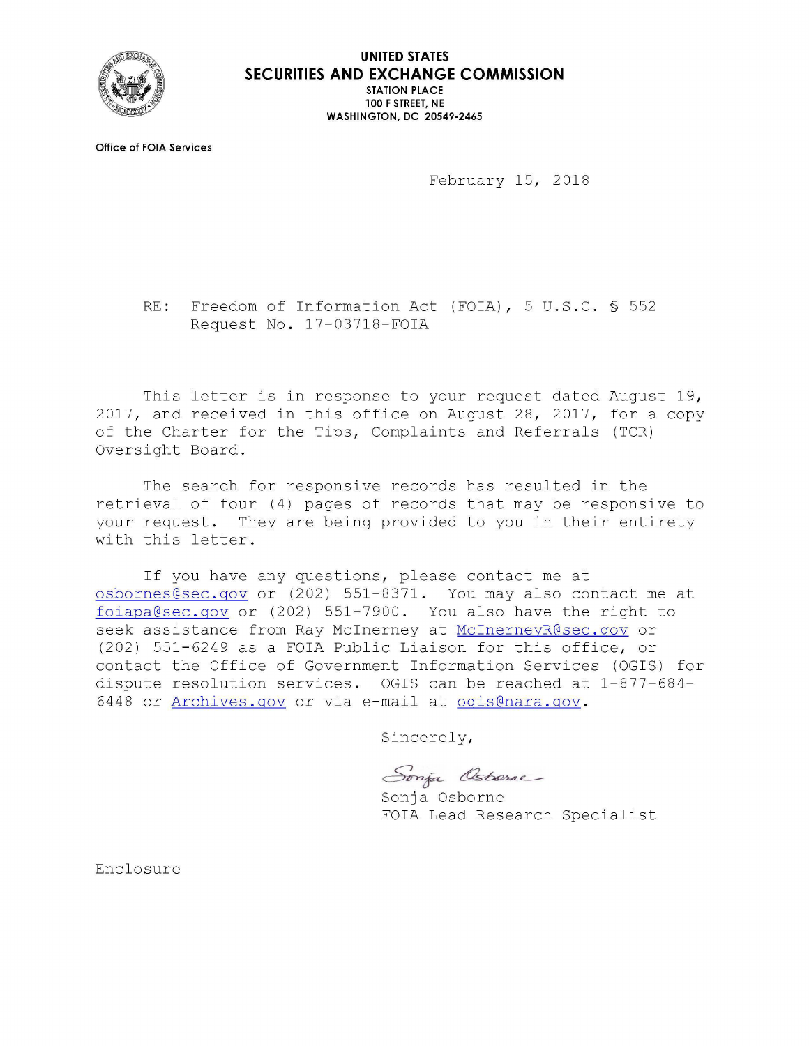**UNITED STATES**
**SECURITIES AND EXCHANGE COMMISSION**
**STATION PLACE**
**100 F STREET, NE**
**WASHINGTON, DC 20549-2465**

**Office of FOIA Services**

February 15, 2018

RE: Freedom of Information Act (FOIA), 5 U.S.C. § 552
Request No. 17-03718-FOIA

This letter is in response to your request dated August 19, 2017, and received in this office on August 28, 2017, for a copy of the Charter for the Tips, Complaints and Referrals (TCR) Oversight Board.

The search for responsive records has resulted in the retrieval of four (4) pages of records that may be responsive to your request. They are being provided to you in their entirety with this letter.

If you have any questions, please contact me at osbornes@sec.gov or (202) 551-8371. You may also contact me at foiapa@sec.gov or (202) 551-7900. You also have the right to seek assistance from Ray McInerney at McInerneyR@sec.gov or (202) 551-6249 as a FOIA Public Liaison for this office, or contact the Office of Government Information Services (OGIS) for dispute resolution services. OGIS can be reached at 1-877-684-6448 or Archives.gov or via e-mail at ogis@nara.gov.

Sincerely,

Sonja Osborne
FOIA Lead Research Specialist

Enclosure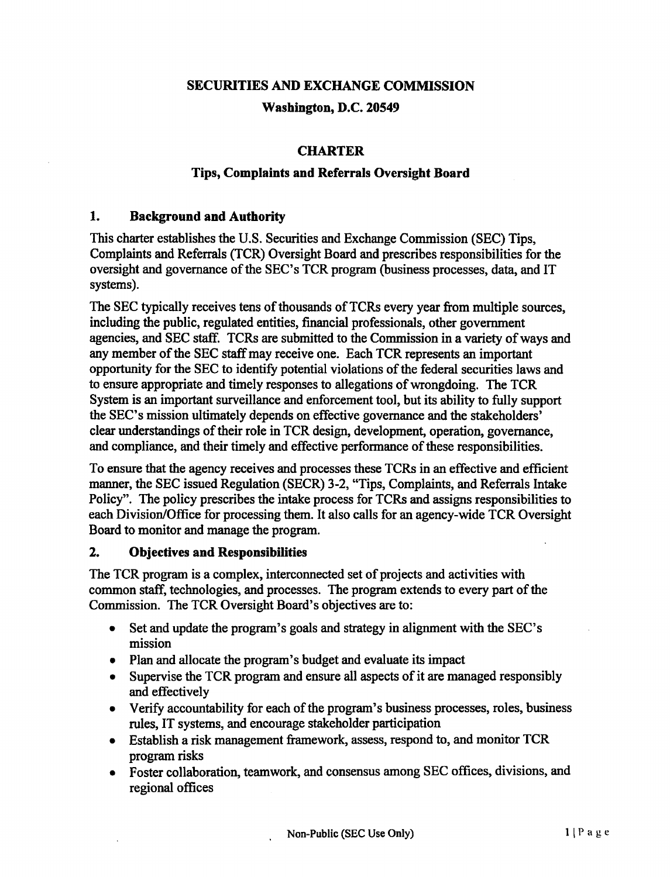**SECURITIES AND EXCHANGE COMMISSION**

**Washington, D.C. 20549**

# CHARTER

## Tips, Complaints and Referrals Oversight Board

### 1. Background and Authority

This charter establishes the U.S. Securities and Exchange Commission (SEC) Tips, Complaints and Referrals (TCR) Oversight Board and prescribes responsibilities for the oversight and governance of the SEC's TCR program (business processes, data, and IT systems).

The SEC typically receives tens of thousands of TCRs every year from multiple sources, including the public, regulated entities, financial professionals, other government agencies, and SEC staff. TCRs are submitted to the Commission in a variety of ways and any member of the SEC staff may receive one. Each TCR represents an important opportunity for the SEC to identify potential violations of the federal securities laws and to ensure appropriate and timely responses to allegations of wrongdoing. The TCR System is an important surveillance and enforcement tool, but its ability to fully support the SEC's mission ultimately depends on effective governance and the stakeholders' clear understandings of their role in TCR design, development, operation, governance, and compliance, and their timely and effective performance of these responsibilities.

To ensure that the agency receives and processes these TCRs in an effective and efficient manner, the SEC issued Regulation (SECR) 3-2, "Tips, Complaints, and Referrals Intake Policy". The policy prescribes the intake process for TCRs and assigns responsibilities to each Division/Office for processing them. It also calls for an agency-wide TCR Oversight Board to monitor and manage the program.

### 2. Objectives and Responsibilities

The TCR program is a complex, interconnected set of projects and activities with common staff, technologies, and processes. The program extends to every part of the Commission. The TCR Oversight Board's objectives are to:

- Set and update the program's goals and strategy in alignment with the SEC's mission
- Plan and allocate the program's budget and evaluate its impact
- Supervise the TCR program and ensure all aspects of it are managed responsibly and effectively
- Verify accountability for each of the program's business processes, roles, business rules, IT systems, and encourage stakeholder participation
- Establish a risk management framework, assess, respond to, and monitor TCR program risks
- Foster collaboration, teamwork, and consensus among SEC offices, divisions, and regional offices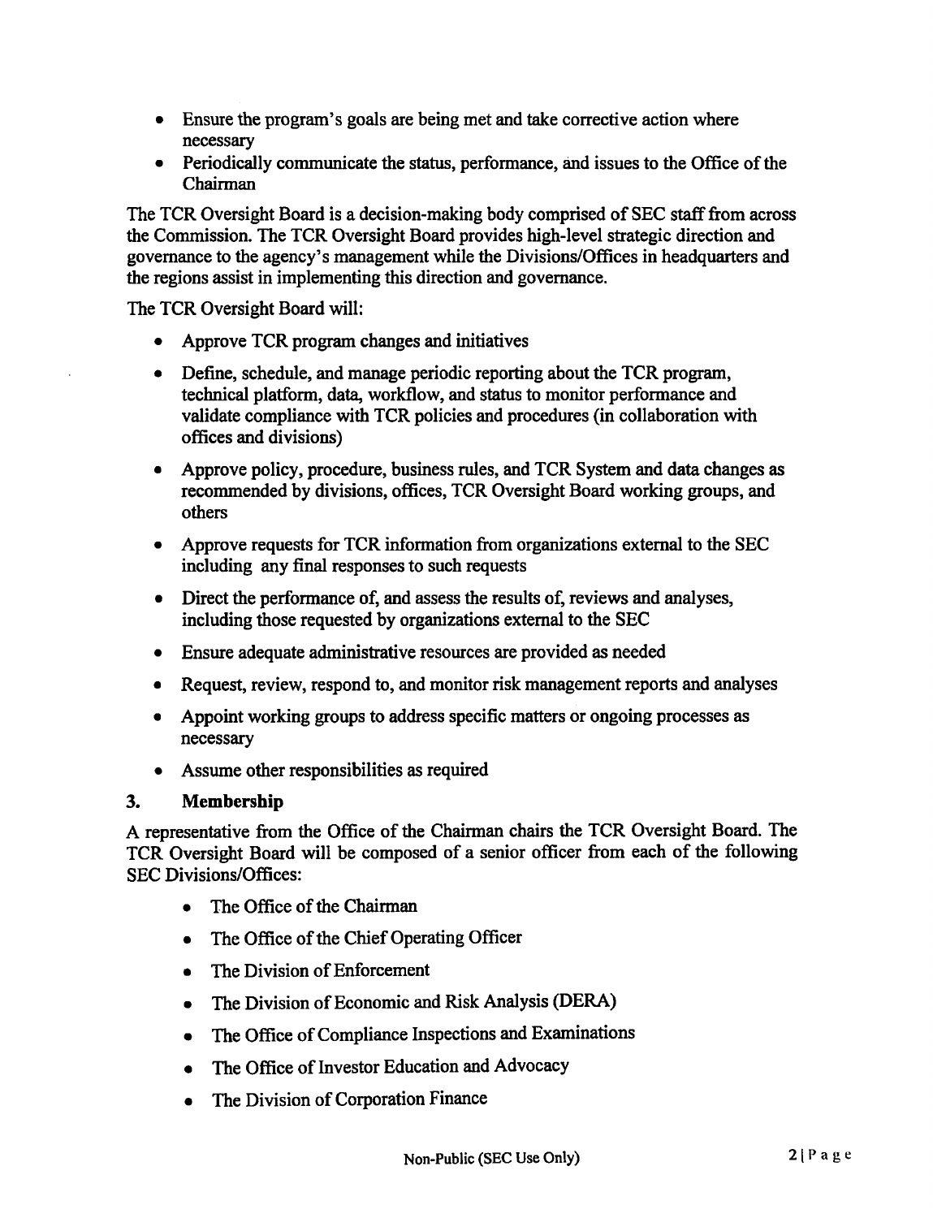- Ensure the program's goals are being met and take corrective action where necessary
- Periodically communicate the status, performance, and issues to the Office of the Chairman

The TCR Oversight Board is a decision-making body comprised of SEC staff from across the Commission. The TCR Oversight Board provides high-level strategic direction and governance to the agency's management while the Divisions/Offices in headquarters and the regions assist in implementing this direction and governance.

The TCR Oversight Board will:

- Approve TCR program changes and initiatives
- Define, schedule, and manage periodic reporting about the TCR program, technical platform, data, workflow, and status to monitor performance and validate compliance with TCR policies and procedures (in collaboration with offices and divisions)
- Approve policy, procedure, business rules, and TCR System and data changes as recommended by divisions, offices, TCR Oversight Board working groups, and others
- Approve requests for TCR information from organizations external to the SEC including any final responses to such requests
- Direct the performance of, and assess the results of, reviews and analyses, including those requested by organizations external to the SEC
- Ensure adequate administrative resources are provided as needed
- Request, review, respond to, and monitor risk management reports and analyses
- Appoint working groups to address specific matters or ongoing processes as necessary
- Assume other responsibilities as required

## 3. Membership

A representative from the Office of the Chairman chairs the TCR Oversight Board. The TCR Oversight Board will be composed of a senior officer from each of the following SEC Divisions/Offices:

- The Office of the Chairman
- The Office of the Chief Operating Officer
- The Division of Enforcement
- The Division of Economic and Risk Analysis (DERA)
- The Office of Compliance Inspections and Examinations
- The Office of Investor Education and Advocacy
- The Division of Corporation Finance

Non-Public (SEC Use Only)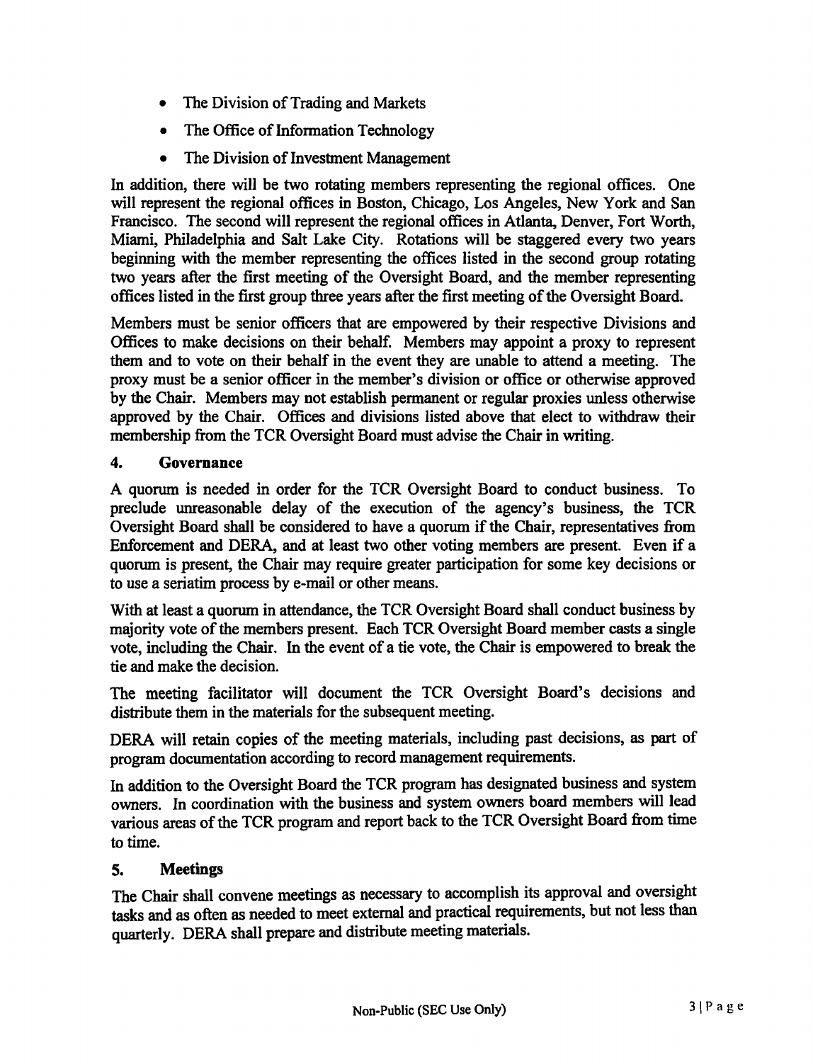- The Division of Trading and Markets
- The Office of Information Technology
- The Division of Investment Management

In addition, there will be two rotating members representing the regional offices. One will represent the regional offices in Boston, Chicago, Los Angeles, New York and San Francisco. The second will represent the regional offices in Atlanta, Denver, Fort Worth, Miami, Philadelphia and Salt Lake City. Rotations will be staggered every two years beginning with the member representing the offices listed in the second group rotating two years after the first meeting of the Oversight Board, and the member representing offices listed in the first group three years after the first meeting of the Oversight Board.

Members must be senior officers that are empowered by their respective Divisions and Offices to make decisions on their behalf. Members may appoint a proxy to represent them and to vote on their behalf in the event they are unable to attend a meeting. The proxy must be a senior officer in the member's division or office or otherwise approved by the Chair. Members may not establish permanent or regular proxies unless otherwise approved by the Chair. Offices and divisions listed above that elect to withdraw their membership from the TCR Oversight Board must advise the Chair in writing.

## 4. Governance

A quorum is needed in order for the TCR Oversight Board to conduct business. To preclude unreasonable delay of the execution of the agency's business, the TCR Oversight Board shall be considered to have a quorum if the Chair, representatives from Enforcement and DERA, and at least two other voting members are present. Even if a quorum is present, the Chair may require greater participation for some key decisions or to use a seriatim process by e-mail or other means.

With at least a quorum in attendance, the TCR Oversight Board shall conduct business by majority vote of the members present. Each TCR Oversight Board member casts a single vote, including the Chair. In the event of a tie vote, the Chair is empowered to break the tie and make the decision.

The meeting facilitator will document the TCR Oversight Board's decisions and distribute them in the materials for the subsequent meeting.

DERA will retain copies of the meeting materials, including past decisions, as part of program documentation according to record management requirements.

In addition to the Oversight Board the TCR program has designated business and system owners. In coordination with the business and system owners board members will lead various areas of the TCR program and report back to the TCR Oversight Board from time to time.

## 5. Meetings

The Chair shall convene meetings as necessary to accomplish its approval and oversight tasks and as often as needed to meet external and practical requirements, but not less than quarterly. DERA shall prepare and distribute meeting materials.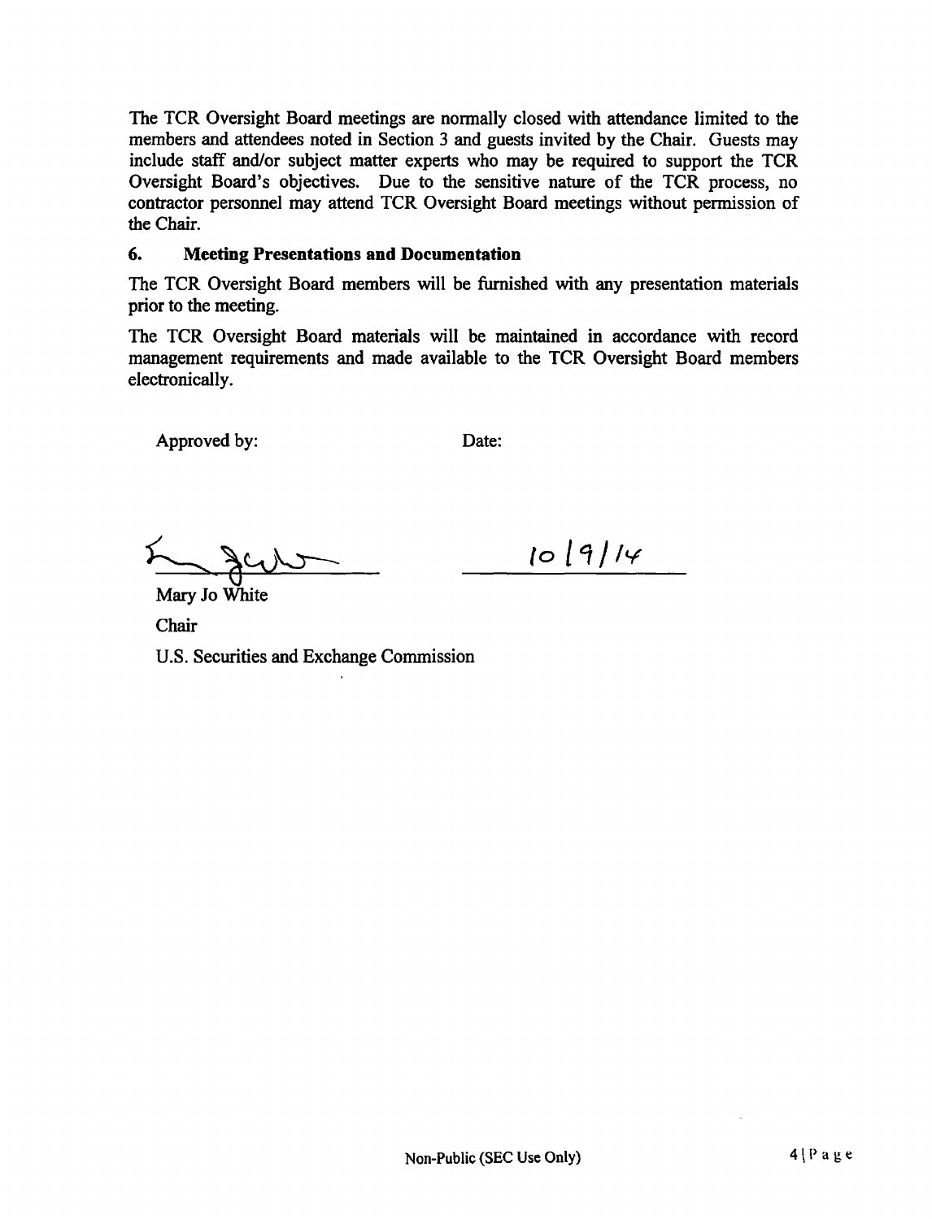The TCR Oversight Board meetings are normally closed with attendance limited to the members and attendees noted in Section 3 and guests invited by the Chair. Guests may include staff and/or subject matter experts who may be required to support the TCR Oversight Board's objectives. Due to the sensitive nature of the TCR process, no contractor personnel may attend TCR Oversight Board meetings without permission of the Chair.

### 6. Meeting Presentations and Documentation

The TCR Oversight Board members will be furnished with any presentation materials prior to the meeting.

The TCR Oversight Board materials will be maintained in accordance with record management requirements and made available to the TCR Oversight Board members electronically.

Approved by: Date:

10/9/14

Mary Jo White

Chair

U.S. Securities and Exchange Commission

Non-Public (SEC Use Only)